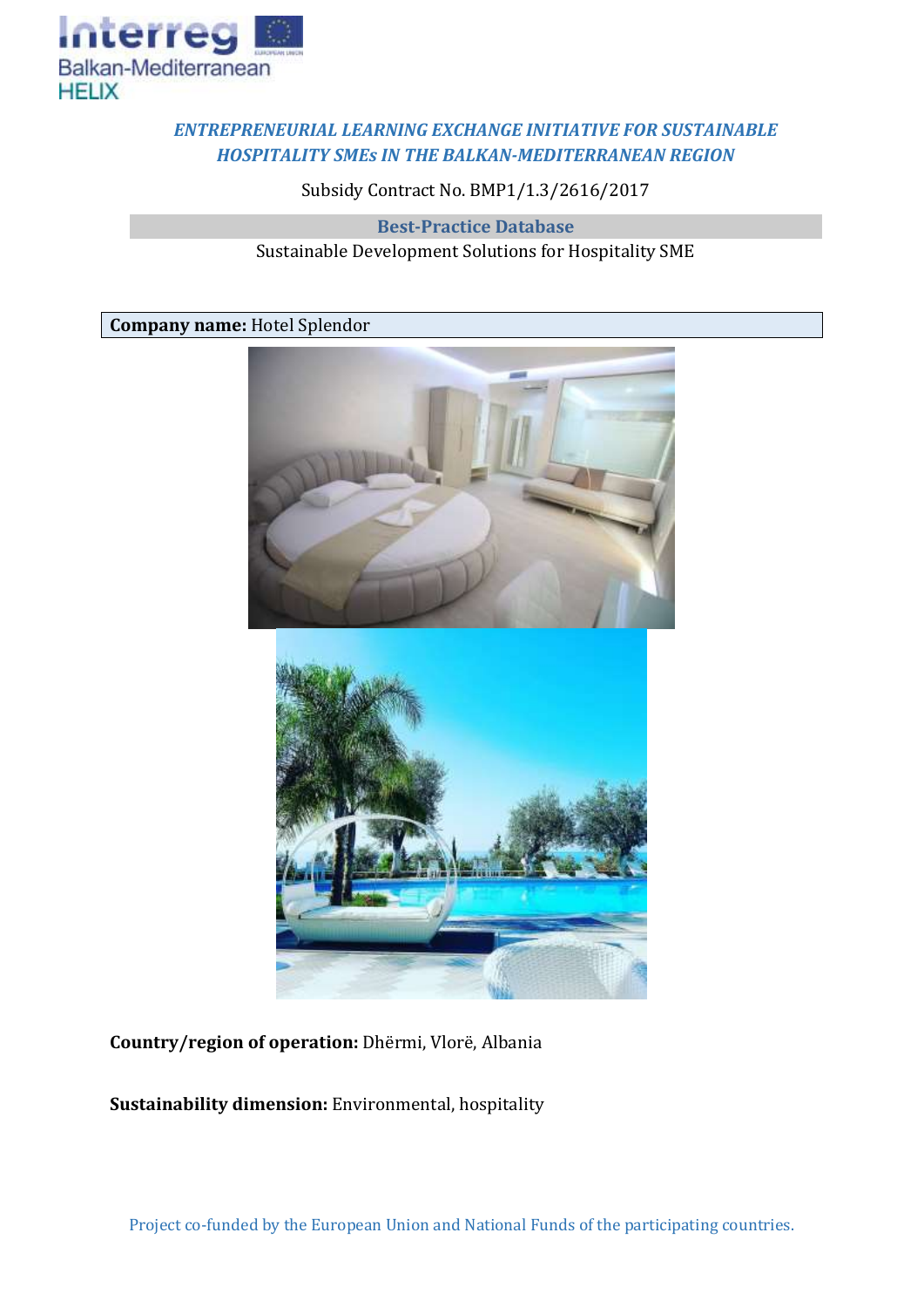*ENTREPRENEURIAL LEARNING EXCHANGE INITIATIVE FOR SUSTAINABLE HOSPITALITY SMEs IN THE BALKAN-MEDITERRANEAN REGION*

Subsidy Contract No. BMP1/1.3/2616/2017

## Best-Practice Database

Sustainable Development Solutions for Hospitality SME

**Company name:** Hotel Splendor

**Country/region of operation:** Dhërmi, Vlorë, Albania

**Sustainability dimension:** Environmental, hospitality

Project co-funded by the European Union and National Funds of the participating countries.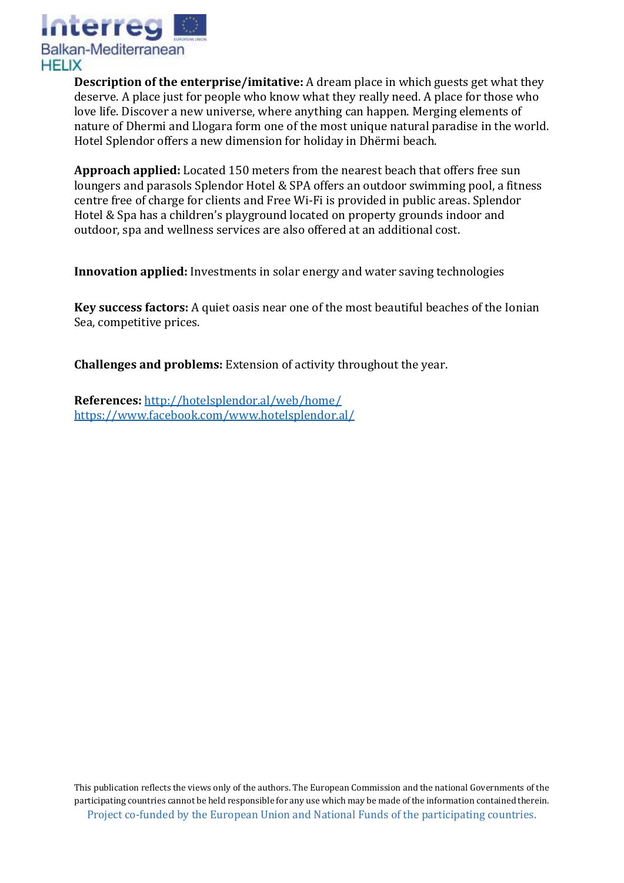**Description of the enterprise/imitative:** A dream place in which guests get what they deserve. A place just for people who know what they really need. A place for those who love life. Discover a new universe, where anything can happen. Merging elements of nature of Dhermi and Llogara form one of the most unique natural paradise in the world. Hotel Splendor offers a new dimension for holiday in Dhërmi beach.

**Approach applied:** Located 150 meters from the nearest beach that offers free sun loungers and parasols Splendor Hotel & SPA offers an outdoor swimming pool, a fitness centre free of charge for clients and Free Wi-Fi is provided in public areas. Splendor Hotel & Spa has a children's playground located on property grounds indoor and outdoor, spa and wellness services are also offered at an additional cost.

**Innovation applied:** Investments in solar energy and water saving technologies

**Key success factors:** A quiet oasis near one of the most beautiful beaches of the Ionian Sea, competitive prices.

**Challenges and problems:** Extension of activity throughout the year.

**References:** http://hotelsplendor.al/web/home/
https://www.facebook.com/www.hotelsplendor.al/

This publication reflects the views only of the authors. The European Commission and the national Governments of the participating countries cannot be held responsible for any use which may be made of the information contained therein.
Project co-funded by the European Union and National Funds of the participating countries.